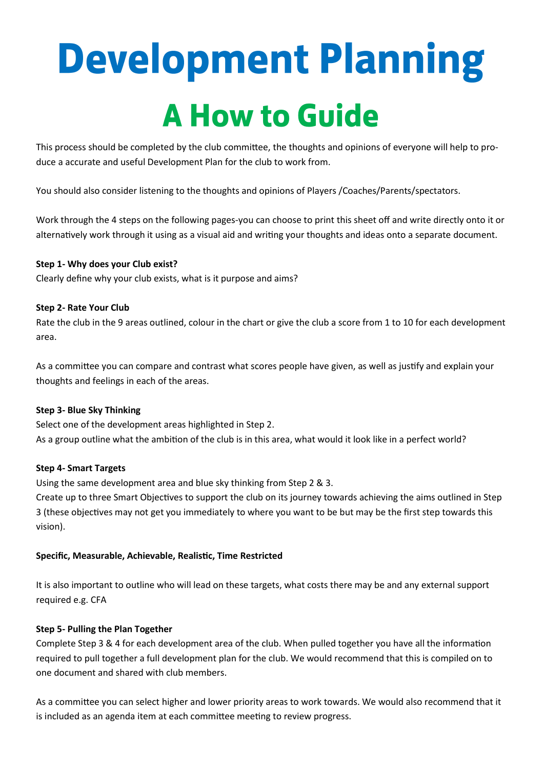# Development Planning

## A How to Guide

This process should be completed by the club committee, the thoughts and opinions of everyone will help to produce a accurate and useful Development Plan for the club to work from.

You should also consider listening to the thoughts and opinions of Players /Coaches/Parents/spectators.

Work through the 4 steps on the following pages-you can choose to print this sheet off and write directly onto it or alternatively work through it using as a visual aid and writing your thoughts and ideas onto a separate document.

**Step 1- Why does your Club exist?**
Clearly define why your club exists, what is it purpose and aims?

**Step 2- Rate Your Club**
Rate the club in the 9 areas outlined, colour in the chart or give the club a score from 1 to 10 for each development area.

As a committee you can compare and contrast what scores people have given, as well as justify and explain your thoughts and feelings in each of the areas.

**Step 3- Blue Sky Thinking**
Select one of the development areas highlighted in Step 2.
As a group outline what the ambition of the club is in this area, what would it look like in a perfect world?

**Step 4- Smart Targets**
Using the same development area and blue sky thinking from Step 2 & 3.
Create up to three Smart Objectives to support the club on its journey towards achieving the aims outlined in Step 3 (these objectives may not get you immediately to where you want to be but may be the first step towards this vision).

**Specific, Measurable, Achievable, Realistic, Time Restricted**

It is also important to outline who will lead on these targets, what costs there may be and any external support required e.g. CFA

**Step 5- Pulling the Plan Together**
Complete Step 3 & 4 for each development area of the club. When pulled together you have all the information required to pull together a full development plan for the club. We would recommend that this is compiled on to one document and shared with club members.

As a committee you can select higher and lower priority areas to work towards. We would also recommend that it is included as an agenda item at each committee meeting to review progress.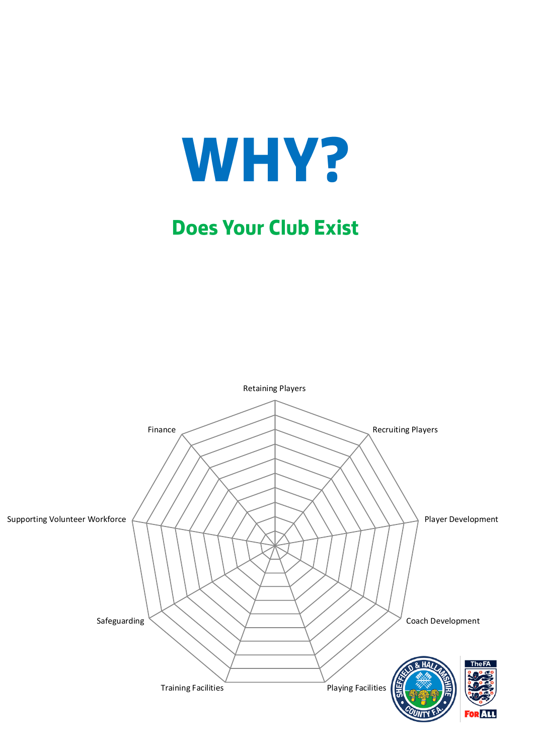# WHY?

## Does Your Club Exist

Retaining Players

Recruiting Players

Player Development

Coach Development

Playing Facilities

Training Facilities

Safeguarding

Supporting Volunteer Workforce

Finance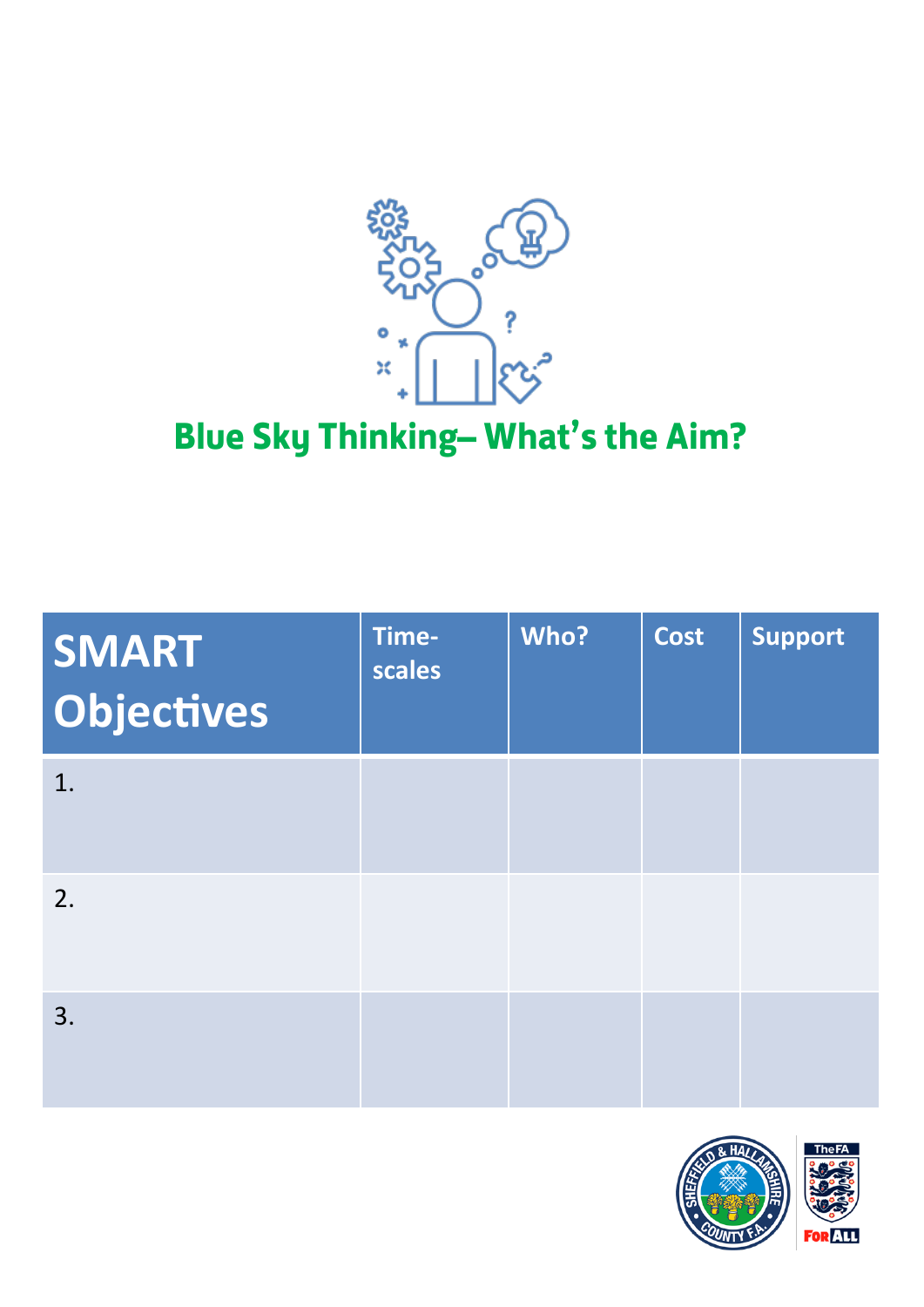# Blue Sky Thinking– What's the Aim?

| SMART Objectives | Time-scales | Who? | Cost | Support |
|---|---|---|---|---|
| 1. | | | | |
| 2. | | | | |
| 3. | | | | |